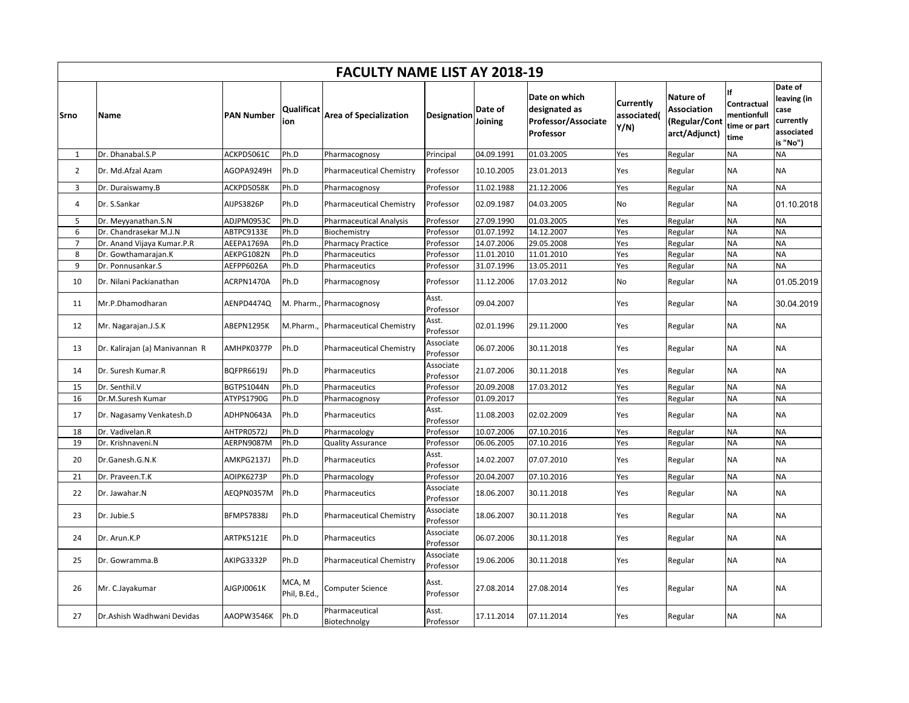# FACULTY NAME LIST AY 2018-19

| Srno | Name | PAN Number | Qualification | Area of Specialization | Designation | Date of Joining | Date on which designated as Professor/Associate Professor | Currently associated(Y/N) | Nature of Association (Regular/Contract/Adjunct) | If Contractual mentionfull time or part time | Date of leaving (in case currently associated is "No") |
|---|---|---|---|---|---|---|---|---|---|---|---|
| 1 | Dr. Dhanabal.S.P | ACKPD5061C | Ph.D | Pharmacognosy | Principal | 04.09.1991 | 01.03.2005 | Yes | Regular | NA | NA |
| 2 | Dr. Md.Afzal Azam | AGOPA9249H | Ph.D | Pharmaceutical Chemistry | Professor | 10.10.2005 | 23.01.2013 | Yes | Regular | NA | NA |
| 3 | Dr. Duraiswamy.B | ACKPD5058K | Ph.D | Pharmacognosy | Professor | 11.02.1988 | 21.12.2006 | Yes | Regular | NA | NA |
| 4 | Dr. S.Sankar | AIJPS3826P | Ph.D | Pharmaceutical Chemistry | Professor | 02.09.1987 | 04.03.2005 | No | Regular | NA | 01.10.2018 |
| 5 | Dr. Meyyanathan.S.N | ADJPM0953C | Ph.D | Pharmaceutical Analysis | Professor | 27.09.1990 | 01.03.2005 | Yes | Regular | NA | NA |
| 6 | Dr. Chandrasekar M.J.N | ABTPC9133E | Ph.D | Biochemistry | Professor | 01.07.1992 | 14.12.2007 | Yes | Regular | NA | NA |
| 7 | Dr. Anand Vijaya Kumar.P.R | AEEPA1769A | Ph.D | Pharmacy Practice | Professor | 14.07.2006 | 29.05.2008 | Yes | Regular | NA | NA |
| 8 | Dr. Gowthamarajan.K | AEKPG1082N | Ph.D | Pharmaceutics | Professor | 11.01.2010 | 11.01.2010 | Yes | Regular | NA | NA |
| 9 | Dr. Ponnusankar.S | AEFPP6026A | Ph.D | Pharmaceutics | Professor | 31.07.1996 | 13.05.2011 | Yes | Regular | NA | NA |
| 10 | Dr. Nilani Packianathan | ACRPN1470A | Ph.D | Pharmacognosy | Professor | 11.12.2006 | 17.03.2012 | No | Regular | NA | 01.05.2019 |
| 11 | Mr.P.Dhamodharan | AENPD4474Q | M. Pharm., | Pharmacognosy | Asst. Professor | 09.04.2007 | | Yes | Regular | NA | 30.04.2019 |
| 12 | Mr. Nagarajan.J.S.K | ABEPN1295K | M.Pharm., | Pharmaceutical Chemistry | Asst. Professor | 02.01.1996 | 29.11.2000 | Yes | Regular | NA | NA |
| 13 | Dr. Kalirajan (a) Manivannan R | AMHPK0377P | Ph.D | Pharmaceutical Chemistry | Associate Professor | 06.07.2006 | 30.11.2018 | Yes | Regular | NA | NA |
| 14 | Dr. Suresh Kumar.R | BQFPR6619J | Ph.D | Pharmaceutics | Associate Professor | 21.07.2006 | 30.11.2018 | Yes | Regular | NA | NA |
| 15 | Dr. Senthil.V | BGTPS1044N | Ph.D | Pharmaceutics | Professor | 20.09.2008 | 17.03.2012 | Yes | Regular | NA | NA |
| 16 | Dr.M.Suresh Kumar | ATYPS1790G | Ph.D | Pharmacognosy | Professor | 01.09.2017 | | Yes | Regular | NA | NA |
| 17 | Dr. Nagasamy Venkatesh.D | ADHPN0643A | Ph.D | Pharmaceutics | Asst. Professor | 11.08.2003 | 02.02.2009 | Yes | Regular | NA | NA |
| 18 | Dr. Vadivelan.R | AHTPR0572J | Ph.D | Pharmacology | Professor | 10.07.2006 | 07.10.2016 | Yes | Regular | NA | NA |
| 19 | Dr. Krishnaveni.N | AERPN9087M | Ph.D | Quality Assurance | Professor | 06.06.2005 | 07.10.2016 | Yes | Regular | NA | NA |
| 20 | Dr.Ganesh.G.N.K | AMKPG2137J | Ph.D | Pharmaceutics | Asst. Professor | 14.02.2007 | 07.07.2010 | Yes | Regular | NA | NA |
| 21 | Dr. Praveen.T.K | AOIPK6273P | Ph.D | Pharmacology | Professor | 20.04.2007 | 07.10.2016 | Yes | Regular | NA | NA |
| 22 | Dr. Jawahar.N | AEQPN0357M | Ph.D | Pharmaceutics | Associate Professor | 18.06.2007 | 30.11.2018 | Yes | Regular | NA | NA |
| 23 | Dr. Jubie.S | BFMPS7838J | Ph.D | Pharmaceutical Chemistry | Associate Professor | 18.06.2007 | 30.11.2018 | Yes | Regular | NA | NA |
| 24 | Dr. Arun.K.P | ARTPK5121E | Ph.D | Pharmaceutics | Associate Professor | 06.07.2006 | 30.11.2018 | Yes | Regular | NA | NA |
| 25 | Dr. Gowramma.B | AKIPG3332P | Ph.D | Pharmaceutical Chemistry | Associate Professor | 19.06.2006 | 30.11.2018 | Yes | Regular | NA | NA |
| 26 | Mr. C.Jayakumar | AJGPJ0061K | MCA, M Phil, B.Ed., | Computer Science | Asst. Professor | 27.08.2014 | 27.08.2014 | Yes | Regular | NA | NA |
| 27 | Dr.Ashish Wadhwani Devidas | AAOPW3546K | Ph.D | Pharmaceutical Biotechnolgy | Asst. Professor | 17.11.2014 | 07.11.2014 | Yes | Regular | NA | NA |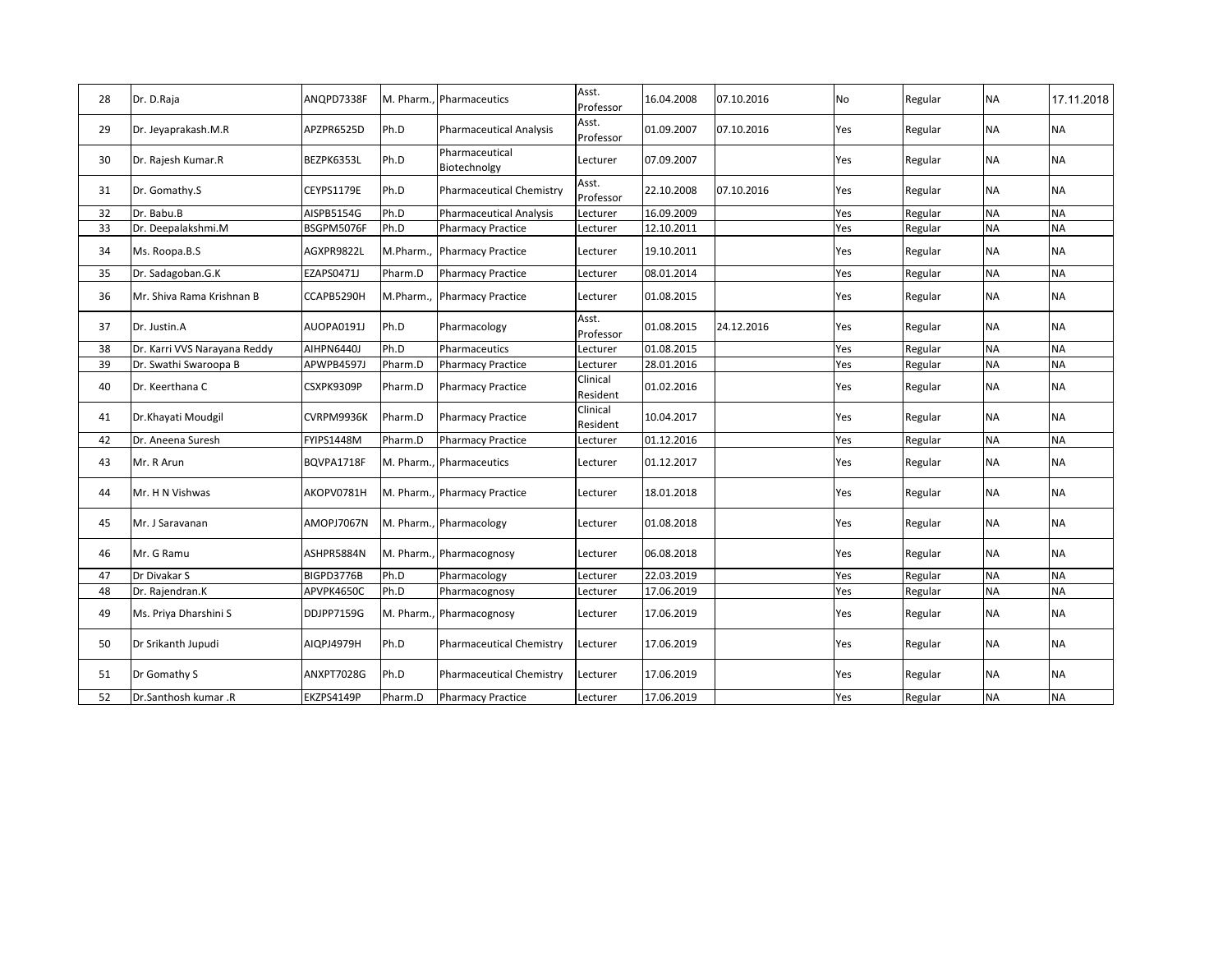| | | | | | | | | | | | |
|---|---|---|---|---|---|---|---|---|---|---|---|
| 28 | Dr. D.Raja | ANQPD7338F | M. Pharm., | Pharmaceutics | Asst. Professor | 16.04.2008 | 07.10.2016 | No | Regular | NA | 17.11.2018 |
| 29 | Dr. Jeyaprakash.M.R | APZPR6525D | Ph.D | Pharmaceutical Analysis | Asst. Professor | 01.09.2007 | 07.10.2016 | Yes | Regular | NA | NA |
| 30 | Dr. Rajesh Kumar.R | BEZPK6353L | Ph.D | Pharmaceutical Biotechnolgy | Lecturer | 07.09.2007 | | Yes | Regular | NA | NA |
| 31 | Dr. Gomathy.S | CEYPS1179E | Ph.D | Pharmaceutical Chemistry | Asst. Professor | 22.10.2008 | 07.10.2016 | Yes | Regular | NA | NA |
| 32 | Dr. Babu.B | AISPB5154G | Ph.D | Pharmaceutical Analysis | Lecturer | 16.09.2009 | | Yes | Regular | NA | NA |
| 33 | Dr. Deepalakshmi.M | BSGPM5076F | Ph.D | Pharmacy Practice | Lecturer | 12.10.2011 | | Yes | Regular | NA | NA |
| 34 | Ms. Roopa.B.S | AGXPR9822L | M.Pharm., | Pharmacy Practice | Lecturer | 19.10.2011 | | Yes | Regular | NA | NA |
| 35 | Dr. Sadagoban.G.K | EZAPS0471J | Pharm.D | Pharmacy Practice | Lecturer | 08.01.2014 | | Yes | Regular | NA | NA |
| 36 | Mr. Shiva Rama Krishnan B | CCAPB5290H | M.Pharm., | Pharmacy Practice | Lecturer | 01.08.2015 | | Yes | Regular | NA | NA |
| 37 | Dr. Justin.A | AUOPA0191J | Ph.D | Pharmacology | Asst. Professor | 01.08.2015 | 24.12.2016 | Yes | Regular | NA | NA |
| 38 | Dr. Karri VVS Narayana Reddy | AIHPN6440J | Ph.D | Pharmaceutics | Lecturer | 01.08.2015 | | Yes | Regular | NA | NA |
| 39 | Dr. Swathi Swaroopa B | APWPB4597J | Pharm.D | Pharmacy Practice | Lecturer | 28.01.2016 | | Yes | Regular | NA | NA |
| 40 | Dr. Keerthana C | CSXPK9309P | Pharm.D | Pharmacy Practice | Clinical Resident | 01.02.2016 | | Yes | Regular | NA | NA |
| 41 | Dr.Khayati Moudgil | CVRPM9936K | Pharm.D | Pharmacy Practice | Clinical Resident | 10.04.2017 | | Yes | Regular | NA | NA |
| 42 | Dr. Aneena Suresh | FYIPS1448M | Pharm.D | Pharmacy Practice | Lecturer | 01.12.2016 | | Yes | Regular | NA | NA |
| 43 | Mr. R Arun | BQVPA1718F | M. Pharm., | Pharmaceutics | Lecturer | 01.12.2017 | | Yes | Regular | NA | NA |
| 44 | Mr. H N Vishwas | AKOPV0781H | M. Pharm., | Pharmacy Practice | Lecturer | 18.01.2018 | | Yes | Regular | NA | NA |
| 45 | Mr. J Saravanan | AMOPJ7067N | M. Pharm., | Pharmacology | Lecturer | 01.08.2018 | | Yes | Regular | NA | NA |
| 46 | Mr. G Ramu | ASHPR5884N | M. Pharm., | Pharmacognosy | Lecturer | 06.08.2018 | | Yes | Regular | NA | NA |
| 47 | Dr Divakar S | BIGPD3776B | Ph.D | Pharmacology | Lecturer | 22.03.2019 | | Yes | Regular | NA | NA |
| 48 | Dr. Rajendran.K | APVPK4650C | Ph.D | Pharmacognosy | Lecturer | 17.06.2019 | | Yes | Regular | NA | NA |
| 49 | Ms. Priya Dharshini S | DDJPP7159G | M. Pharm., | Pharmacognosy | Lecturer | 17.06.2019 | | Yes | Regular | NA | NA |
| 50 | Dr Srikanth Jupudi | AIQPJ4979H | Ph.D | Pharmaceutical Chemistry | Lecturer | 17.06.2019 | | Yes | Regular | NA | NA |
| 51 | Dr Gomathy S | ANXPT7028G | Ph.D | Pharmaceutical Chemistry | Lecturer | 17.06.2019 | | Yes | Regular | NA | NA |
| 52 | Dr.Santhosh kumar .R | EKZPS4149P | Pharm.D | Pharmacy Practice | Lecturer | 17.06.2019 | | Yes | Regular | NA | NA |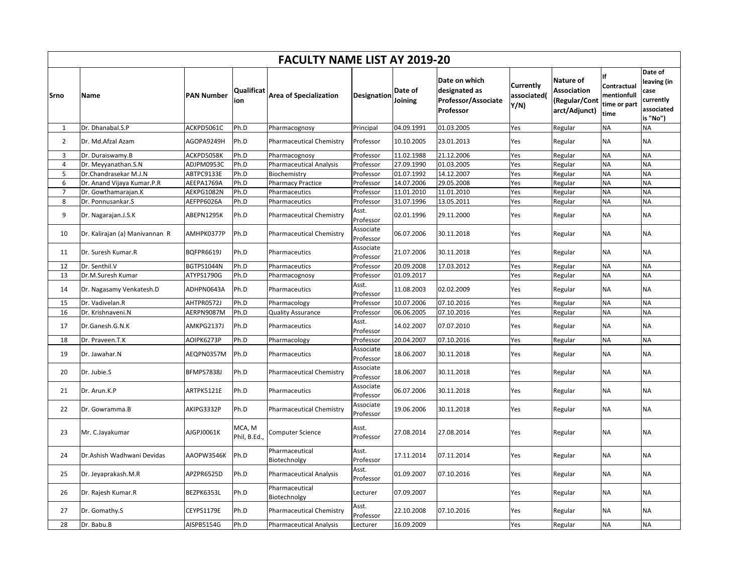# FACULTY NAME LIST AY 2019-20

| Srno | Name | PAN Number | Qualification | Area of Specialization | Designation | Date of Joining | Date on which designated as Professor/Associate Professor | Currently associated( Y/N) | Nature of Association (Regular/Contract/Adjunct) | If Contractual mentionfull time or part time | Date of leaving (in case currently associated is "No") |
|---|---|---|---|---|---|---|---|---|---|---|---|
| 1 | Dr. Dhanabal.S.P | ACKPD5061C | Ph.D | Pharmacognosy | Principal | 04.09.1991 | 01.03.2005 | Yes | Regular | NA | NA |
| 2 | Dr. Md.Afzal Azam | AGOPA9249H | Ph.D | Pharmaceutical Chemistry | Professor | 10.10.2005 | 23.01.2013 | Yes | Regular | NA | NA |
| 3 | Dr. Duraiswamy.B | ACKPD5058K | Ph.D | Pharmacognosy | Professor | 11.02.1988 | 21.12.2006 | Yes | Regular | NA | NA |
| 4 | Dr. Meyyanathan.S.N | ADJPM0953C | Ph.D | Pharmaceutical Analysis | Professor | 27.09.1990 | 01.03.2005 | Yes | Regular | NA | NA |
| 5 | Dr.Chandrasekar M.J.N | ABTPC9133E | Ph.D | Biochemistry | Professor | 01.07.1992 | 14.12.2007 | Yes | Regular | NA | NA |
| 6 | Dr. Anand Vijaya Kumar.P.R | AEEPA1769A | Ph.D | Pharmacy Practice | Professor | 14.07.2006 | 29.05.2008 | Yes | Regular | NA | NA |
| 7 | Dr. Gowthamarajan.K | AEKPG1082N | Ph.D | Pharmaceutics | Professor | 11.01.2010 | 11.01.2010 | Yes | Regular | NA | NA |
| 8 | Dr. Ponnusankar.S | AEFPP6026A | Ph.D | Pharmaceutics | Professor | 31.07.1996 | 13.05.2011 | Yes | Regular | NA | NA |
| 9 | Dr. Nagarajan.J.S.K | ABEPN1295K | Ph.D | Pharmaceutical Chemistry | Asst. Professor | 02.01.1996 | 29.11.2000 | Yes | Regular | NA | NA |
| 10 | Dr. Kalirajan (a) Manivannan R | AMHPK0377P | Ph.D | Pharmaceutical Chemistry | Associate Professor | 06.07.2006 | 30.11.2018 | Yes | Regular | NA | NA |
| 11 | Dr. Suresh Kumar.R | BQFPR6619J | Ph.D | Pharmaceutics | Associate Professor | 21.07.2006 | 30.11.2018 | Yes | Regular | NA | NA |
| 12 | Dr. Senthil.V | BGTPS1044N | Ph.D | Pharmaceutics | Professor | 20.09.2008 | 17.03.2012 | Yes | Regular | NA | NA |
| 13 | Dr.M.Suresh Kumar | ATYPS1790G | Ph.D | Pharmacognosy | Professor | 01.09.2017 | | Yes | Regular | NA | NA |
| 14 | Dr. Nagasamy Venkatesh.D | ADHPN0643A | Ph.D | Pharmaceutics | Asst. Professor | 11.08.2003 | 02.02.2009 | Yes | Regular | NA | NA |
| 15 | Dr. Vadivelan.R | AHTPR0572J | Ph.D | Pharmacology | Professor | 10.07.2006 | 07.10.2016 | Yes | Regular | NA | NA |
| 16 | Dr. Krishnaveni.N | AERPN9087M | Ph.D | Quality Assurance | Professor | 06.06.2005 | 07.10.2016 | Yes | Regular | NA | NA |
| 17 | Dr.Ganesh.G.N.K | AMKPG2137J | Ph.D | Pharmaceutics | Asst. Professor | 14.02.2007 | 07.07.2010 | Yes | Regular | NA | NA |
| 18 | Dr. Praveen.T.K | AOIPK6273P | Ph.D | Pharmacology | Professor | 20.04.2007 | 07.10.2016 | Yes | Regular | NA | NA |
| 19 | Dr. Jawahar.N | AEQPN0357M | Ph.D | Pharmaceutics | Associate Professor | 18.06.2007 | 30.11.2018 | Yes | Regular | NA | NA |
| 20 | Dr. Jubie.S | BFMPS7838J | Ph.D | Pharmaceutical Chemistry | Associate Professor | 18.06.2007 | 30.11.2018 | Yes | Regular | NA | NA |
| 21 | Dr. Arun.K.P | ARTPK5121E | Ph.D | Pharmaceutics | Associate Professor | 06.07.2006 | 30.11.2018 | Yes | Regular | NA | NA |
| 22 | Dr. Gowramma.B | AKIPG3332P | Ph.D | Pharmaceutical Chemistry | Associate Professor | 19.06.2006 | 30.11.2018 | Yes | Regular | NA | NA |
| 23 | Mr. C.Jayakumar | AJGPJ0061K | MCA, M Phil, B.Ed., | Computer Science | Asst. Professor | 27.08.2014 | 27.08.2014 | Yes | Regular | NA | NA |
| 24 | Dr.Ashish Wadhwani Devidas | AAOPW3546K | Ph.D | Pharmaceutical Biotechnolgy | Asst. Professor | 17.11.2014 | 07.11.2014 | Yes | Regular | NA | NA |
| 25 | Dr. Jeyaprakash.M.R | APZPR6525D | Ph.D | Pharmaceutical Analysis | Asst. Professor | 01.09.2007 | 07.10.2016 | Yes | Regular | NA | NA |
| 26 | Dr. Rajesh Kumar.R | BEZPK6353L | Ph.D | Pharmaceutical Biotechnolgy | Lecturer | 07.09.2007 | | Yes | Regular | NA | NA |
| 27 | Dr. Gomathy.S | CEYPS1179E | Ph.D | Pharmaceutical Chemistry | Asst. Professor | 22.10.2008 | 07.10.2016 | Yes | Regular | NA | NA |
| 28 | Dr. Babu.B | AISPB5154G | Ph.D | Pharmaceutical Analysis | Lecturer | 16.09.2009 | | Yes | Regular | NA | NA |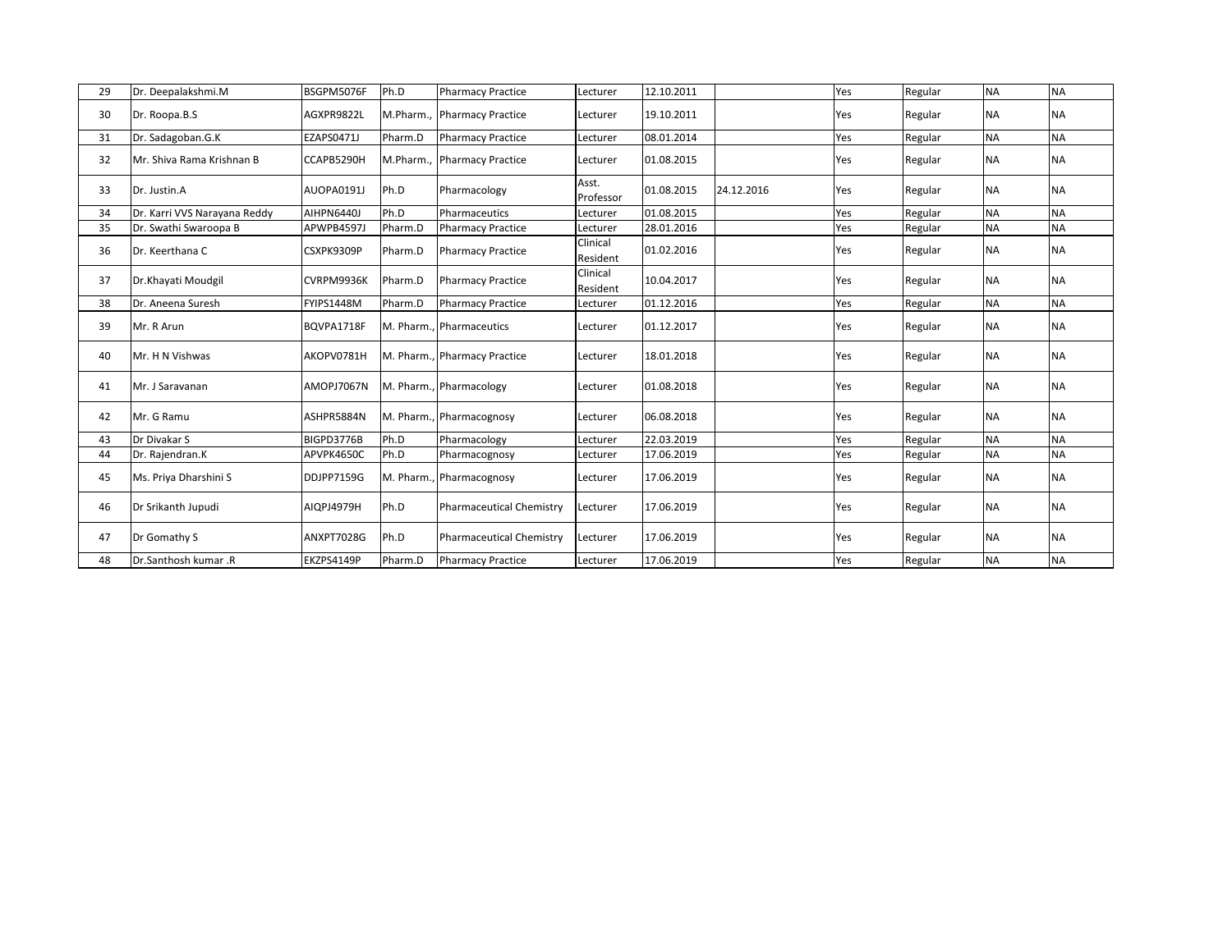| | | | | | | | | | | | |
|---|---|---|---|---|---|---|---|---|---|---|---|
| 29 | Dr. Deepalakshmi.M | BSGPM5076F | Ph.D | Pharmacy Practice | Lecturer | 12.10.2011 | | Yes | Regular | NA | NA |
| 30 | Dr. Roopa.B.S | AGXPR9822L | M.Pharm., | Pharmacy Practice | Lecturer | 19.10.2011 | | Yes | Regular | NA | NA |
| 31 | Dr. Sadagoban.G.K | EZAPS0471J | Pharm.D | Pharmacy Practice | Lecturer | 08.01.2014 | | Yes | Regular | NA | NA |
| 32 | Mr. Shiva Rama Krishnan B | CCAPB5290H | M.Pharm., | Pharmacy Practice | Lecturer | 01.08.2015 | | Yes | Regular | NA | NA |
| 33 | Dr. Justin.A | AUOPA0191J | Ph.D | Pharmacology | Asst. Professor | 01.08.2015 | 24.12.2016 | Yes | Regular | NA | NA |
| 34 | Dr. Karri VVS Narayana Reddy | AIHPN6440J | Ph.D | Pharmaceutics | Lecturer | 01.08.2015 | | Yes | Regular | NA | NA |
| 35 | Dr. Swathi Swaroopa B | APWPB4597J | Pharm.D | Pharmacy Practice | Lecturer | 28.01.2016 | | Yes | Regular | NA | NA |
| 36 | Dr. Keerthana C | CSXPK9309P | Pharm.D | Pharmacy Practice | Clinical Resident | 01.02.2016 | | Yes | Regular | NA | NA |
| 37 | Dr.Khayati Moudgil | CVRPM9936K | Pharm.D | Pharmacy Practice | Clinical Resident | 10.04.2017 | | Yes | Regular | NA | NA |
| 38 | Dr. Aneena Suresh | FYIPS1448M | Pharm.D | Pharmacy Practice | Lecturer | 01.12.2016 | | Yes | Regular | NA | NA |
| 39 | Mr. R Arun | BQVPA1718F | M. Pharm., | Pharmaceutics | Lecturer | 01.12.2017 | | Yes | Regular | NA | NA |
| 40 | Mr. H N Vishwas | AKOPV0781H | M. Pharm., | Pharmacy Practice | Lecturer | 18.01.2018 | | Yes | Regular | NA | NA |
| 41 | Mr. J Saravanan | AMOPJ7067N | M. Pharm., | Pharmacology | Lecturer | 01.08.2018 | | Yes | Regular | NA | NA |
| 42 | Mr. G Ramu | ASHPR5884N | M. Pharm., | Pharmacognosy | Lecturer | 06.08.2018 | | Yes | Regular | NA | NA |
| 43 | Dr Divakar S | BIGPD3776B | Ph.D | Pharmacology | Lecturer | 22.03.2019 | | Yes | Regular | NA | NA |
| 44 | Dr. Rajendran.K | APVPK4650C | Ph.D | Pharmacognosy | Lecturer | 17.06.2019 | | Yes | Regular | NA | NA |
| 45 | Ms. Priya Dharshini S | DDJPP7159G | M. Pharm., | Pharmacognosy | Lecturer | 17.06.2019 | | Yes | Regular | NA | NA |
| 46 | Dr Srikanth Jupudi | AIQPJ4979H | Ph.D | Pharmaceutical Chemistry | Lecturer | 17.06.2019 | | Yes | Regular | NA | NA |
| 47 | Dr Gomathy S | ANXPT7028G | Ph.D | Pharmaceutical Chemistry | Lecturer | 17.06.2019 | | Yes | Regular | NA | NA |
| 48 | Dr.Santhosh kumar .R | EKZPS4149P | Pharm.D | Pharmacy Practice | Lecturer | 17.06.2019 | | Yes | Regular | NA | NA |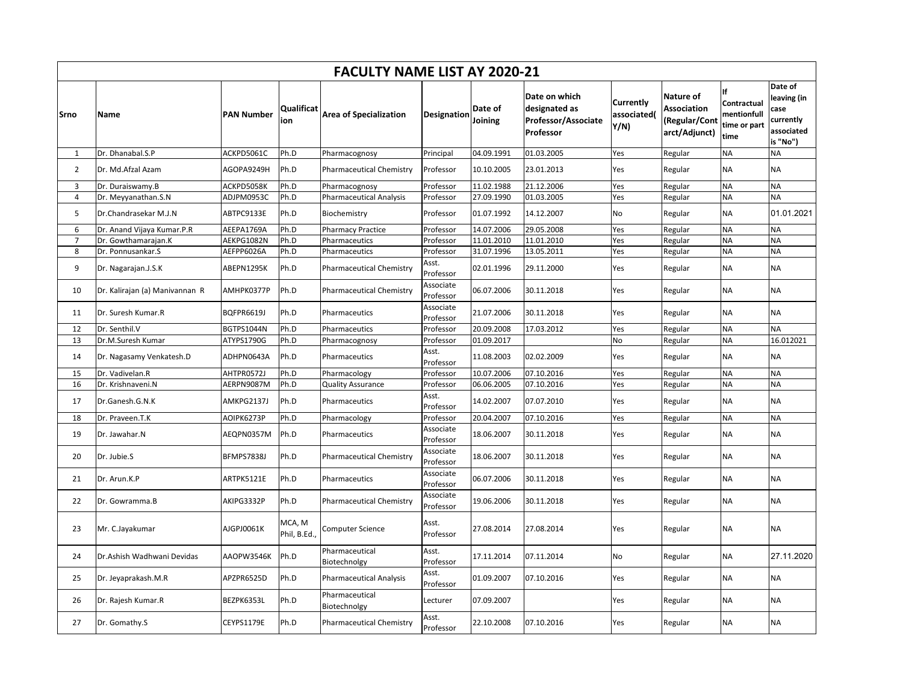# FACULTY NAME LIST AY 2020-21

| Srno | Name | PAN Number | Qualification | Area of Specialization | Designation | Date of Joining | Date on which designated as Professor/Associate Professor | Currently associated( Y/N) | Nature of Association (Regular/Contract/Adjunct) | If Contractual mentionfull time or part time | Date of leaving (in case currently associated is "No") |
|---|---|---|---|---|---|---|---|---|---|---|---|
| 1 | Dr. Dhanabal.S.P | ACKPD5061C | Ph.D | Pharmacognosy | Principal | 04.09.1991 | 01.03.2005 | Yes | Regular | NA | NA |
| 2 | Dr. Md.Afzal Azam | AGOPA9249H | Ph.D | Pharmaceutical Chemistry | Professor | 10.10.2005 | 23.01.2013 | Yes | Regular | NA | NA |
| 3 | Dr. Duraiswamy.B | ACKPD5058K | Ph.D | Pharmacognosy | Professor | 11.02.1988 | 21.12.2006 | Yes | Regular | NA | NA |
| 4 | Dr. Meyyanathan.S.N | ADJPM0953C | Ph.D | Pharmaceutical Analysis | Professor | 27.09.1990 | 01.03.2005 | Yes | Regular | NA | NA |
| 5 | Dr.Chandrasekar M.J.N | ABTPC9133E | Ph.D | Biochemistry | Professor | 01.07.1992 | 14.12.2007 | No | Regular | NA | 01.01.2021 |
| 6 | Dr. Anand Vijaya Kumar.P.R | AEEPA1769A | Ph.D | Pharmacy Practice | Professor | 14.07.2006 | 29.05.2008 | Yes | Regular | NA | NA |
| 7 | Dr. Gowthamarajan.K | AEKPG1082N | Ph.D | Pharmaceutics | Professor | 11.01.2010 | 11.01.2010 | Yes | Regular | NA | NA |
| 8 | Dr. Ponnusankar.S | AEFPP6026A | Ph.D | Pharmaceutics | Professor | 31.07.1996 | 13.05.2011 | Yes | Regular | NA | NA |
| 9 | Dr. Nagarajan.J.S.K | ABEPN1295K | Ph.D | Pharmaceutical Chemistry | Asst. Professor | 02.01.1996 | 29.11.2000 | Yes | Regular | NA | NA |
| 10 | Dr. Kalirajan (a) Manivannan R | AMHPK0377P | Ph.D | Pharmaceutical Chemistry | Associate Professor | 06.07.2006 | 30.11.2018 | Yes | Regular | NA | NA |
| 11 | Dr. Suresh Kumar.R | BQFPR6619J | Ph.D | Pharmaceutics | Associate Professor | 21.07.2006 | 30.11.2018 | Yes | Regular | NA | NA |
| 12 | Dr. Senthil.V | BGTPS1044N | Ph.D | Pharmaceutics | Professor | 20.09.2008 | 17.03.2012 | Yes | Regular | NA | NA |
| 13 | Dr.M.Suresh Kumar | ATYPS1790G | Ph.D | Pharmacognosy | Professor | 01.09.2017 | | No | Regular | NA | 16.012021 |
| 14 | Dr. Nagasamy Venkatesh.D | ADHPN0643A | Ph.D | Pharmaceutics | Asst. Professor | 11.08.2003 | 02.02.2009 | Yes | Regular | NA | NA |
| 15 | Dr. Vadivelan.R | AHTPR0572J | Ph.D | Pharmacology | Professor | 10.07.2006 | 07.10.2016 | Yes | Regular | NA | NA |
| 16 | Dr. Krishnaveni.N | AERPN9087M | Ph.D | Quality Assurance | Professor | 06.06.2005 | 07.10.2016 | Yes | Regular | NA | NA |
| 17 | Dr.Ganesh.G.N.K | AMKPG2137J | Ph.D | Pharmaceutics | Asst. Professor | 14.02.2007 | 07.07.2010 | Yes | Regular | NA | NA |
| 18 | Dr. Praveen.T.K | AOIPK6273P | Ph.D | Pharmacology | Professor | 20.04.2007 | 07.10.2016 | Yes | Regular | NA | NA |
| 19 | Dr. Jawahar.N | AEQPN0357M | Ph.D | Pharmaceutics | Associate Professor | 18.06.2007 | 30.11.2018 | Yes | Regular | NA | NA |
| 20 | Dr. Jubie.S | BFMPS7838J | Ph.D | Pharmaceutical Chemistry | Associate Professor | 18.06.2007 | 30.11.2018 | Yes | Regular | NA | NA |
| 21 | Dr. Arun.K.P | ARTPK5121E | Ph.D | Pharmaceutics | Associate Professor | 06.07.2006 | 30.11.2018 | Yes | Regular | NA | NA |
| 22 | Dr. Gowramma.B | AKIPG3332P | Ph.D | Pharmaceutical Chemistry | Associate Professor | 19.06.2006 | 30.11.2018 | Yes | Regular | NA | NA |
| 23 | Mr. C.Jayakumar | AJGPJ0061K | MCA, M Phil, B.Ed., | Computer Science | Asst. Professor | 27.08.2014 | 27.08.2014 | Yes | Regular | NA | NA |
| 24 | Dr.Ashish Wadhwani Devidas | AAOPW3546K | Ph.D | Pharmaceutical Biotechnolgy | Asst. Professor | 17.11.2014 | 07.11.2014 | No | Regular | NA | 27.11.2020 |
| 25 | Dr. Jeyaprakash.M.R | APZPR6525D | Ph.D | Pharmaceutical Analysis | Asst. Professor | 01.09.2007 | 07.10.2016 | Yes | Regular | NA | NA |
| 26 | Dr. Rajesh Kumar.R | BEZPK6353L | Ph.D | Pharmaceutical Biotechnolgy | Lecturer | 07.09.2007 | | Yes | Regular | NA | NA |
| 27 | Dr. Gomathy.S | CEYPS1179E | Ph.D | Pharmaceutical Chemistry | Asst. Professor | 22.10.2008 | 07.10.2016 | Yes | Regular | NA | NA |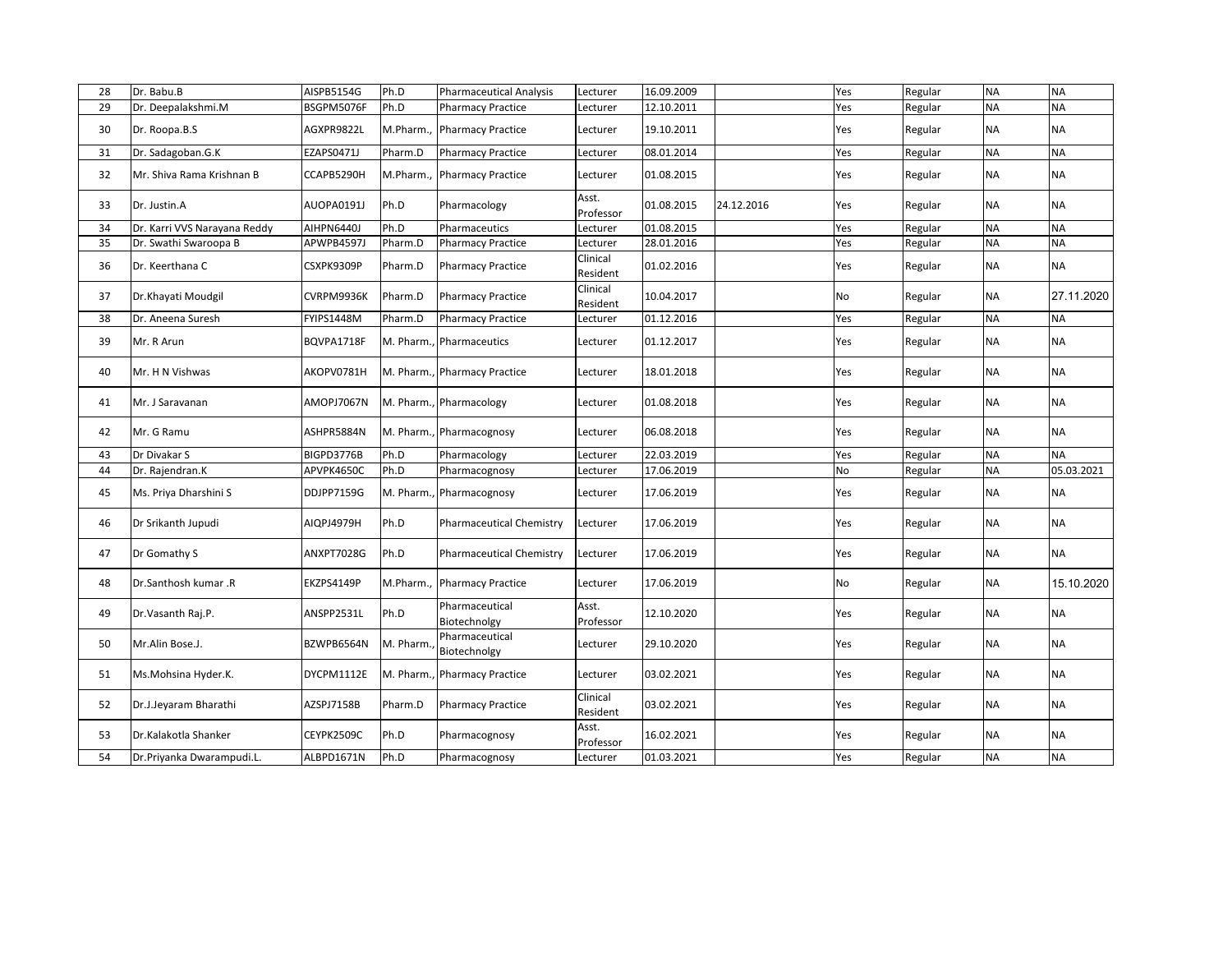| 28 | Dr. Babu.B | AISPB5154G | Ph.D | Pharmaceutical Analysis | Lecturer | 16.09.2009 | | Yes | Regular | NA | NA |
|---|---|---|---|---|---|---|---|---|---|---|---|
| 29 | Dr. Deepalakshmi.M | BSGPM5076F | Ph.D | Pharmacy Practice | Lecturer | 12.10.2011 | | Yes | Regular | NA | NA |
| 30 | Dr. Roopa.B.S | AGXPR9822L | M.Pharm., | Pharmacy Practice | Lecturer | 19.10.2011 | | Yes | Regular | NA | NA |
| 31 | Dr. Sadagoban.G.K | EZAPS0471J | Pharm.D | Pharmacy Practice | Lecturer | 08.01.2014 | | Yes | Regular | NA | NA |
| 32 | Mr. Shiva Rama Krishnan B | CCAPB5290H | M.Pharm., | Pharmacy Practice | Lecturer | 01.08.2015 | | Yes | Regular | NA | NA |
| 33 | Dr. Justin.A | AUOPA0191J | Ph.D | Pharmacology | Asst. Professor | 01.08.2015 | 24.12.2016 | Yes | Regular | NA | NA |
| 34 | Dr. Karri VVS Narayana Reddy | AIHPN6440J | Ph.D | Pharmaceutics | Lecturer | 01.08.2015 | | Yes | Regular | NA | NA |
| 35 | Dr. Swathi Swaroopa B | APWPB4597J | Pharm.D | Pharmacy Practice | Lecturer | 28.01.2016 | | Yes | Regular | NA | NA |
| 36 | Dr. Keerthana C | CSXPK9309P | Pharm.D | Pharmacy Practice | Clinical Resident | 01.02.2016 | | Yes | Regular | NA | NA |
| 37 | Dr.Khayati Moudgil | CVRPM9936K | Pharm.D | Pharmacy Practice | Clinical Resident | 10.04.2017 | | No | Regular | NA | 27.11.2020 |
| 38 | Dr. Aneena Suresh | FYIPS1448M | Pharm.D | Pharmacy Practice | Lecturer | 01.12.2016 | | Yes | Regular | NA | NA |
| 39 | Mr. R Arun | BQVPA1718F | M. Pharm., | Pharmaceutics | Lecturer | 01.12.2017 | | Yes | Regular | NA | NA |
| 40 | Mr. H N Vishwas | AKOPV0781H | M. Pharm., | Pharmacy Practice | Lecturer | 18.01.2018 | | Yes | Regular | NA | NA |
| 41 | Mr. J Saravanan | AMOPJ7067N | M. Pharm., | Pharmacology | Lecturer | 01.08.2018 | | Yes | Regular | NA | NA |
| 42 | Mr. G Ramu | ASHPR5884N | M. Pharm., | Pharmacognosy | Lecturer | 06.08.2018 | | Yes | Regular | NA | NA |
| 43 | Dr Divakar S | BIGPD3776B | Ph.D | Pharmacology | Lecturer | 22.03.2019 | | Yes | Regular | NA | NA |
| 44 | Dr. Rajendran.K | APVPK4650C | Ph.D | Pharmacognosy | Lecturer | 17.06.2019 | | No | Regular | NA | 05.03.2021 |
| 45 | Ms. Priya Dharshini S | DDJPP7159G | M. Pharm., | Pharmacognosy | Lecturer | 17.06.2019 | | Yes | Regular | NA | NA |
| 46 | Dr Srikanth Jupudi | AIQPJ4979H | Ph.D | Pharmaceutical Chemistry | Lecturer | 17.06.2019 | | Yes | Regular | NA | NA |
| 47 | Dr Gomathy S | ANXPT7028G | Ph.D | Pharmaceutical Chemistry | Lecturer | 17.06.2019 | | Yes | Regular | NA | NA |
| 48 | Dr.Santhosh kumar .R | EKZPS4149P | M.Pharm., | Pharmacy Practice | Lecturer | 17.06.2019 | | No | Regular | NA | 15.10.2020 |
| 49 | Dr.Vasanth Raj.P. | ANSPP2531L | Ph.D | Pharmaceutical Biotechnolgy | Asst. Professor | 12.10.2020 | | Yes | Regular | NA | NA |
| 50 | Mr.Alin Bose.J. | BZWPB6564N | M. Pharm., | Pharmaceutical Biotechnolgy | Lecturer | 29.10.2020 | | Yes | Regular | NA | NA |
| 51 | Ms.Mohsina Hyder.K. | DYCPM1112E | M. Pharm., | Pharmacy Practice | Lecturer | 03.02.2021 | | Yes | Regular | NA | NA |
| 52 | Dr.J.Jeyaram Bharathi | AZSPJ7158B | Pharm.D | Pharmacy Practice | Clinical Resident | 03.02.2021 | | Yes | Regular | NA | NA |
| 53 | Dr.Kalakotla Shanker | CEYPK2509C | Ph.D | Pharmacognosy | Asst. Professor | 16.02.2021 | | Yes | Regular | NA | NA |
| 54 | Dr.Priyanka Dwarampudi.L. | ALBPD1671N | Ph.D | Pharmacognosy | Lecturer | 01.03.2021 | | Yes | Regular | NA | NA |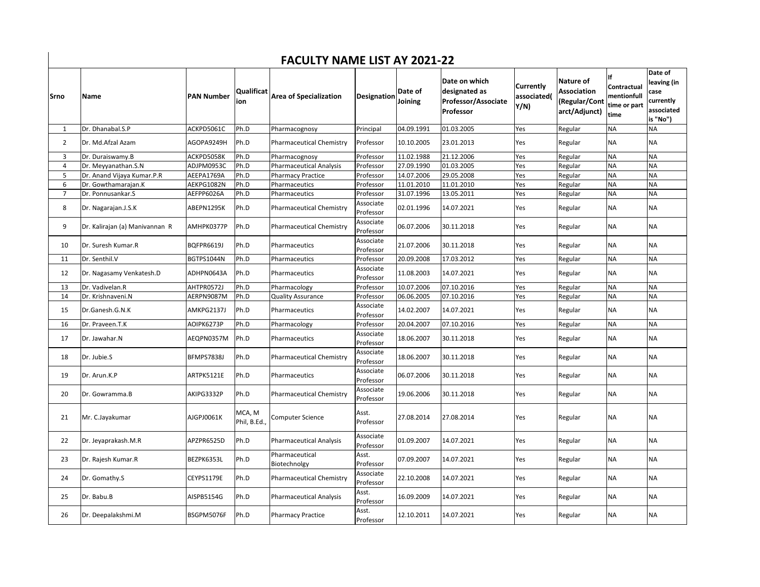# FACULTY NAME LIST AY 2021-22

| Srno | Name | PAN Number | Qualification | Area of Specialization | Designation | Date of Joining | Date on which designated as Professor/Associate Professor | Currently associated(Y/N) | Nature of Association (Regular/Contract/Adjunct) | If Contractual mentionfull time or part time | Date of leaving (in case currently associated is "No") |
|---|---|---|---|---|---|---|---|---|---|---|---|
| 1 | Dr. Dhanabal.S.P | ACKPD5061C | Ph.D | Pharmacognosy | Principal | 04.09.1991 | 01.03.2005 | Yes | Regular | NA | NA |
| 2 | Dr. Md.Afzal Azam | AGOPA9249H | Ph.D | Pharmaceutical Chemistry | Professor | 10.10.2005 | 23.01.2013 | Yes | Regular | NA | NA |
| 3 | Dr. Duraiswamy.B | ACKPD5058K | Ph.D | Pharmacognosy | Professor | 11.02.1988 | 21.12.2006 | Yes | Regular | NA | NA |
| 4 | Dr. Meyyanathan.S.N | ADJPM0953C | Ph.D | Pharmaceutical Analysis | Professor | 27.09.1990 | 01.03.2005 | Yes | Regular | NA | NA |
| 5 | Dr. Anand Vijaya Kumar.P.R | AEEPA1769A | Ph.D | Pharmacy Practice | Professor | 14.07.2006 | 29.05.2008 | Yes | Regular | NA | NA |
| 6 | Dr. Gowthamarajan.K | AEKPG1082N | Ph.D | Pharmaceutics | Professor | 11.01.2010 | 11.01.2010 | Yes | Regular | NA | NA |
| 7 | Dr. Ponnusankar.S | AEFPP6026A | Ph.D | Pharmaceutics | Professor | 31.07.1996 | 13.05.2011 | Yes | Regular | NA | NA |
| 8 | Dr. Nagarajan.J.S.K | ABEPN1295K | Ph.D | Pharmaceutical Chemistry | Associate Professor | 02.01.1996 | 14.07.2021 | Yes | Regular | NA | NA |
| 9 | Dr. Kalirajan (a) Manivannan R | AMHPK0377P | Ph.D | Pharmaceutical Chemistry | Associate Professor | 06.07.2006 | 30.11.2018 | Yes | Regular | NA | NA |
| 10 | Dr. Suresh Kumar.R | BQFPR6619J | Ph.D | Pharmaceutics | Associate Professor | 21.07.2006 | 30.11.2018 | Yes | Regular | NA | NA |
| 11 | Dr. Senthil.V | BGTPS1044N | Ph.D | Pharmaceutics | Professor | 20.09.2008 | 17.03.2012 | Yes | Regular | NA | NA |
| 12 | Dr. Nagasamy Venkatesh.D | ADHPN0643A | Ph.D | Pharmaceutics | Associate Professor | 11.08.2003 | 14.07.2021 | Yes | Regular | NA | NA |
| 13 | Dr. Vadivelan.R | AHTPR0572J | Ph.D | Pharmacology | Professor | 10.07.2006 | 07.10.2016 | Yes | Regular | NA | NA |
| 14 | Dr. Krishnaveni.N | AERPN9087M | Ph.D | Quality Assurance | Professor | 06.06.2005 | 07.10.2016 | Yes | Regular | NA | NA |
| 15 | Dr.Ganesh.G.N.K | AMKPG2137J | Ph.D | Pharmaceutics | Associate Professor | 14.02.2007 | 14.07.2021 | Yes | Regular | NA | NA |
| 16 | Dr. Praveen.T.K | AOIPK6273P | Ph.D | Pharmacology | Professor | 20.04.2007 | 07.10.2016 | Yes | Regular | NA | NA |
| 17 | Dr. Jawahar.N | AEQPN0357M | Ph.D | Pharmaceutics | Associate Professor | 18.06.2007 | 30.11.2018 | Yes | Regular | NA | NA |
| 18 | Dr. Jubie.S | BFMPS7838J | Ph.D | Pharmaceutical Chemistry | Associate Professor | 18.06.2007 | 30.11.2018 | Yes | Regular | NA | NA |
| 19 | Dr. Arun.K.P | ARTPK5121E | Ph.D | Pharmaceutics | Associate Professor | 06.07.2006 | 30.11.2018 | Yes | Regular | NA | NA |
| 20 | Dr. Gowramma.B | AKIPG3332P | Ph.D | Pharmaceutical Chemistry | Associate Professor | 19.06.2006 | 30.11.2018 | Yes | Regular | NA | NA |
| 21 | Mr. C.Jayakumar | AJGPJ0061K | MCA, M Phil, B.Ed., | Computer Science | Asst. Professor | 27.08.2014 | 27.08.2014 | Yes | Regular | NA | NA |
| 22 | Dr. Jeyaprakash.M.R | APZPR6525D | Ph.D | Pharmaceutical Analysis | Associate Professor | 01.09.2007 | 14.07.2021 | Yes | Regular | NA | NA |
| 23 | Dr. Rajesh Kumar.R | BEZPK6353L | Ph.D | Pharmaceutical Biotechnolgy | Asst. Professor | 07.09.2007 | 14.07.2021 | Yes | Regular | NA | NA |
| 24 | Dr. Gomathy.S | CEYPS1179E | Ph.D | Pharmaceutical Chemistry | Associate Professor | 22.10.2008 | 14.07.2021 | Yes | Regular | NA | NA |
| 25 | Dr. Babu.B | AISPB5154G | Ph.D | Pharmaceutical Analysis | Asst. Professor | 16.09.2009 | 14.07.2021 | Yes | Regular | NA | NA |
| 26 | Dr. Deepalakshmi.M | BSGPM5076F | Ph.D | Pharmacy Practice | Asst. Professor | 12.10.2011 | 14.07.2021 | Yes | Regular | NA | NA |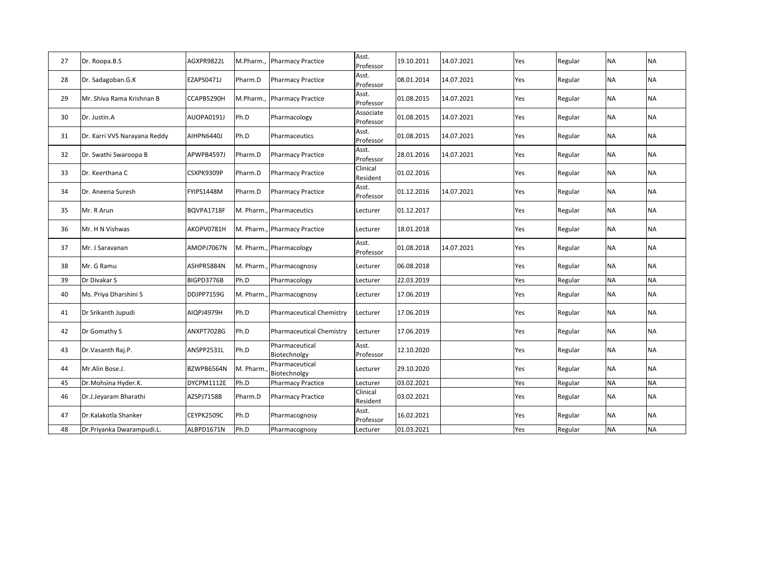| | | | | | | | | | | |
|---|---|---|---|---|---|---|---|---|---|---|
| 27 | Dr. Roopa.B.S | AGXPR9822L | M.Pharm., | Pharmacy Practice | Asst. Professor | 19.10.2011 | 14.07.2021 | Yes | Regular | NA | NA |
| 28 | Dr. Sadagoban.G.K | EZAPS0471J | Pharm.D | Pharmacy Practice | Asst. Professor | 08.01.2014 | 14.07.2021 | Yes | Regular | NA | NA |
| 29 | Mr. Shiva Rama Krishnan B | CCAPB5290H | M.Pharm., | Pharmacy Practice | Asst. Professor | 01.08.2015 | 14.07.2021 | Yes | Regular | NA | NA |
| 30 | Dr. Justin.A | AUOPA0191J | Ph.D | Pharmacology | Associate Professor | 01.08.2015 | 14.07.2021 | Yes | Regular | NA | NA |
| 31 | Dr. Karri VVS Narayana Reddy | AIHPN6440J | Ph.D | Pharmaceutics | Asst. Professor | 01.08.2015 | 14.07.2021 | Yes | Regular | NA | NA |
| 32 | Dr. Swathi Swaroopa B | APWPB4597J | Pharm.D | Pharmacy Practice | Asst. Professor | 28.01.2016 | 14.07.2021 | Yes | Regular | NA | NA |
| 33 | Dr. Keerthana C | CSXPK9309P | Pharm.D | Pharmacy Practice | Clinical Resident | 01.02.2016 | | Yes | Regular | NA | NA |
| 34 | Dr. Aneena Suresh | FYIPS1448M | Pharm.D | Pharmacy Practice | Asst. Professor | 01.12.2016 | 14.07.2021 | Yes | Regular | NA | NA |
| 35 | Mr. R Arun | BQVPA1718F | M. Pharm., | Pharmaceutics | Lecturer | 01.12.2017 | | Yes | Regular | NA | NA |
| 36 | Mr. H N Vishwas | AKOPV0781H | M. Pharm., | Pharmacy Practice | Lecturer | 18.01.2018 | | Yes | Regular | NA | NA |
| 37 | Mr. J Saravanan | AMOPJ7067N | M. Pharm., | Pharmacology | Asst. Professor | 01.08.2018 | 14.07.2021 | Yes | Regular | NA | NA |
| 38 | Mr. G Ramu | ASHPR5884N | M. Pharm., | Pharmacognosy | Lecturer | 06.08.2018 | | Yes | Regular | NA | NA |
| 39 | Dr Divakar S | BIGPD3776B | Ph.D | Pharmacology | Lecturer | 22.03.2019 | | Yes | Regular | NA | NA |
| 40 | Ms. Priya Dharshini S | DDJPP7159G | M. Pharm., | Pharmacognosy | Lecturer | 17.06.2019 | | Yes | Regular | NA | NA |
| 41 | Dr Srikanth Jupudi | AIQPJ4979H | Ph.D | Pharmaceutical Chemistry | Lecturer | 17.06.2019 | | Yes | Regular | NA | NA |
| 42 | Dr Gomathy S | ANXPT7028G | Ph.D | Pharmaceutical Chemistry | Lecturer | 17.06.2019 | | Yes | Regular | NA | NA |
| 43 | Dr.Vasanth Raj.P. | ANSPP2531L | Ph.D | Pharmaceutical Biotechnolgy | Asst. Professor | 12.10.2020 | | Yes | Regular | NA | NA |
| 44 | Mr.Alin Bose.J. | BZWPB6564N | M. Pharm., | Pharmaceutical Biotechnolgy | Lecturer | 29.10.2020 | | Yes | Regular | NA | NA |
| 45 | Dr.Mohsina Hyder.K. | DYCPM1112E | Ph.D | Pharmacy Practice | Lecturer | 03.02.2021 | | Yes | Regular | NA | NA |
| 46 | Dr.J.Jeyaram Bharathi | AZSPJ7158B | Pharm.D | Pharmacy Practice | Clinical Resident | 03.02.2021 | | Yes | Regular | NA | NA |
| 47 | Dr.Kalakotla Shanker | CEYPK2509C | Ph.D | Pharmacognosy | Asst. Professor | 16.02.2021 | | Yes | Regular | NA | NA |
| 48 | Dr.Priyanka Dwarampudi.L. | ALBPD1671N | Ph.D | Pharmacognosy | Lecturer | 01.03.2021 | | Yes | Regular | NA | NA |